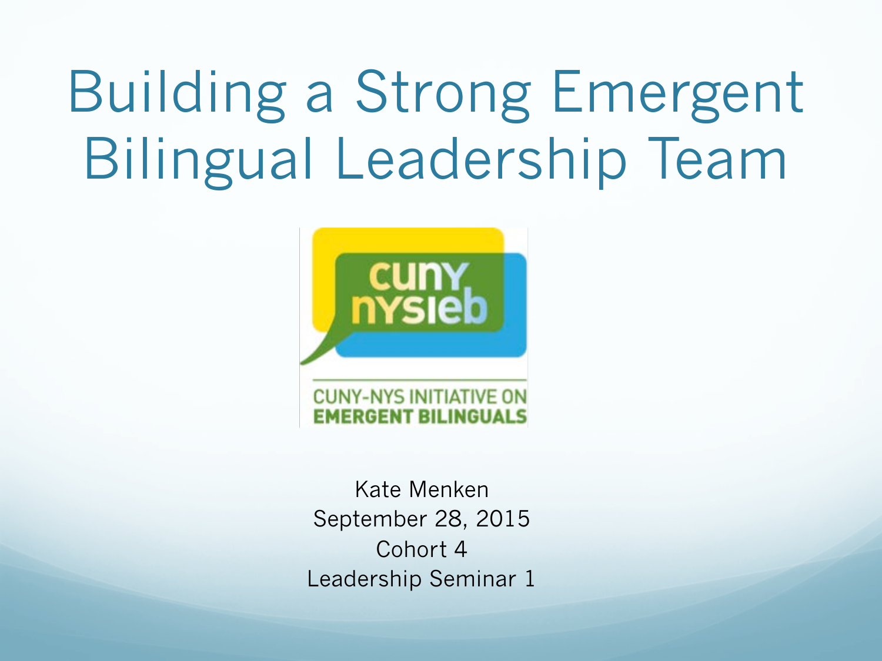# Building a Strong Emergent Bilingual Leadership Team

cuny nysieb

CUNY-NYS INITIATIVE ON EMERGENT BILINGUALS

Kate Menken
September 28, 2015
Cohort 4
Leadership Seminar 1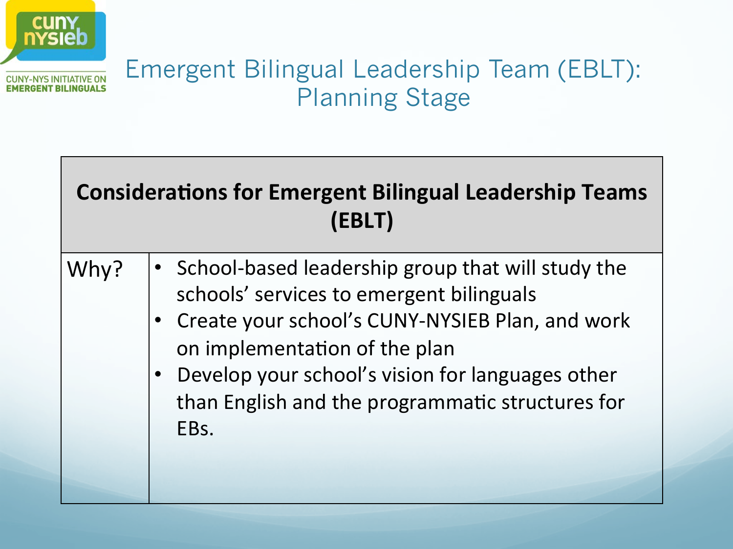# Emergent Bilingual Leadership Team (EBLT): Planning Stage

| Considerations for Emergent Bilingual Leadership Teams (EBLT) | |
|---|---|
| Why? | • School-based leadership group that will study the schools' services to emergent bilinguals<br>• Create your school's CUNY-NYSIEB Plan, and work on implementation of the plan<br>• Develop your school's vision for languages other than English and the programmatic structures for EBs. |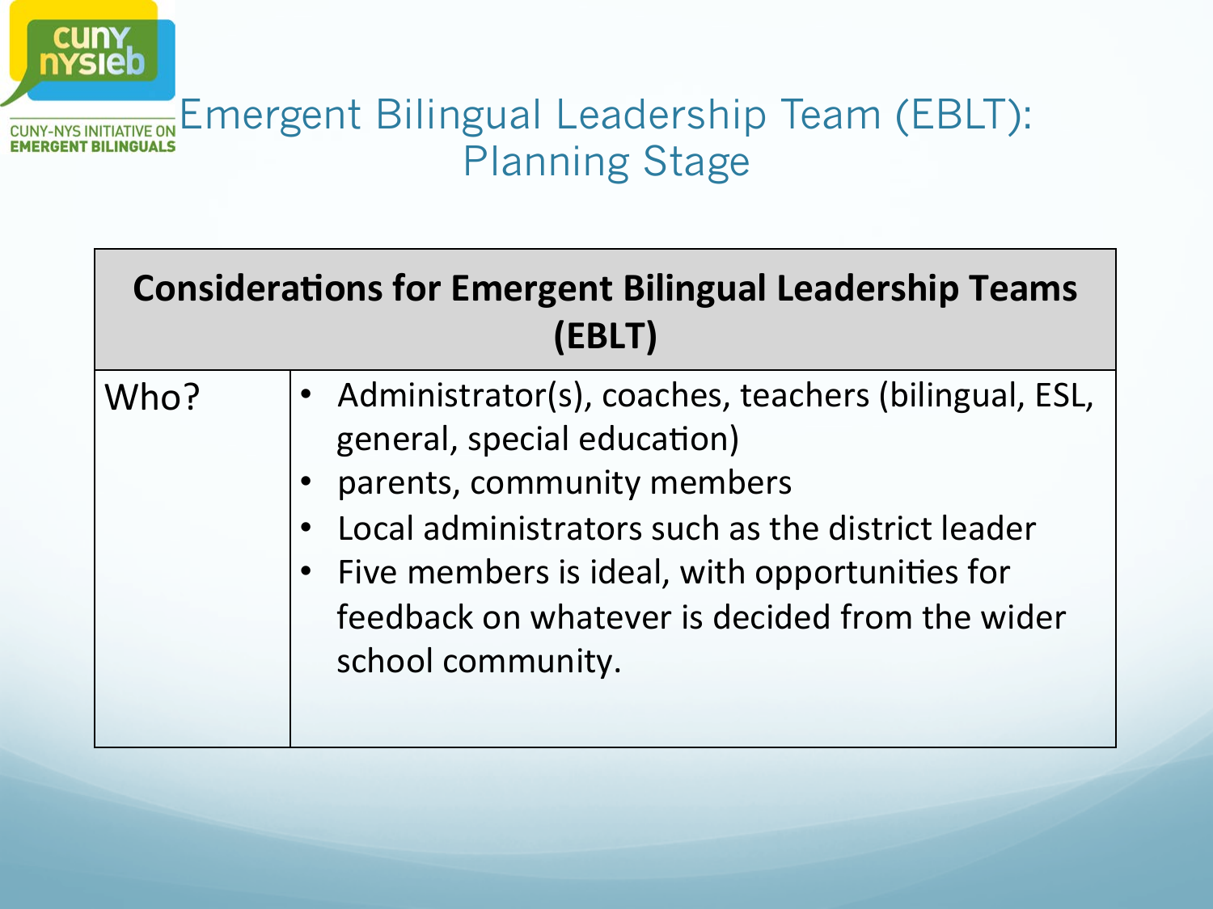# Emergent Bilingual Leadership Team (EBLT): Planning Stage

| Considerations for Emergent Bilingual Leadership Teams (EBLT) | |
|---|---|
| Who? | • Administrator(s), coaches, teachers (bilingual, ESL, general, special education)<br>• parents, community members<br>• Local administrators such as the district leader<br>• Five members is ideal, with opportunities for feedback on whatever is decided from the wider school community. |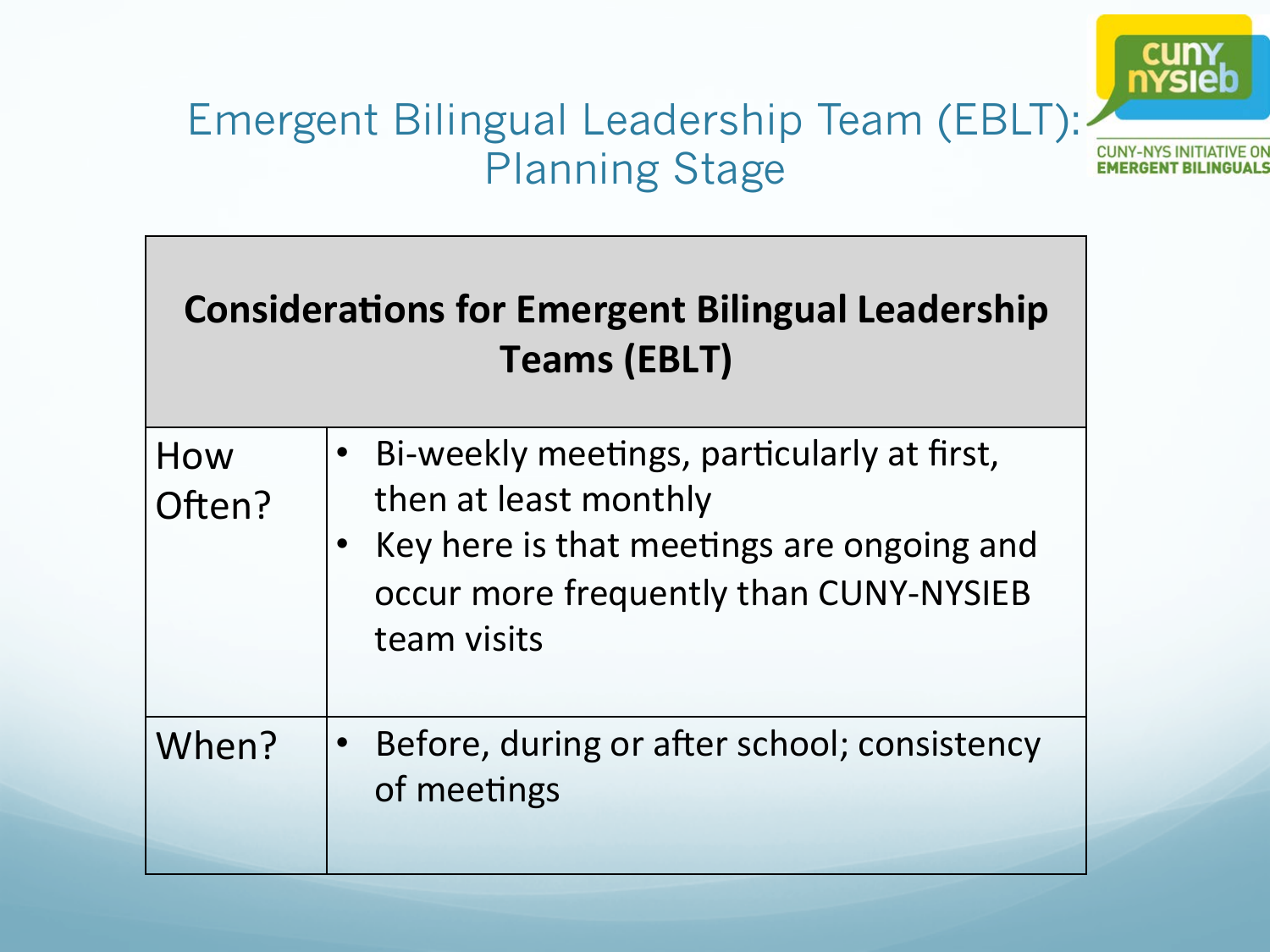# Emergent Bilingual Leadership Team (EBLT): Planning Stage

| Considerations for Emergent Bilingual Leadership Teams (EBLT) | |
|---|---|
| How Often? | • Bi-weekly meetings, particularly at first, then at least monthly<br>• Key here is that meetings are ongoing and occur more frequently than CUNY-NYSIEB team visits |
| When? | • Before, during or after school; consistency of meetings |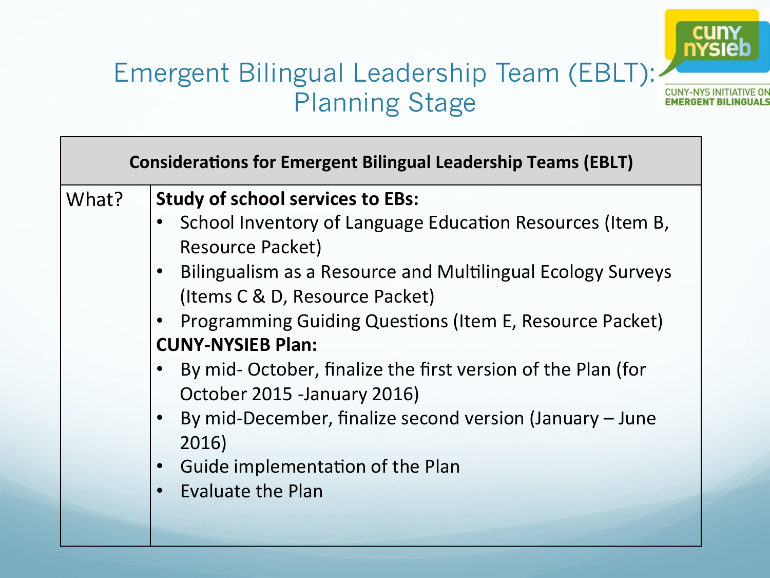# Emergent Bilingual Leadership Team (EBLT): Planning Stage

CUNY-NYS INITIATIVE ON EMERGENT BILINGUALS

| Considerations for Emergent Bilingual Leadership Teams (EBLT) | |
|---|---|
| What? | **Study of school services to EBs:**<br>• School Inventory of Language Education Resources (Item B, Resource Packet)<br>• Bilingualism as a Resource and Multilingual Ecology Surveys (Items C & D, Resource Packet)<br>• Programming Guiding Questions (Item E, Resource Packet)<br>**CUNY-NYSIEB Plan:**<br>• By mid- October, finalize the first version of the Plan (for October 2015 -January 2016)<br>• By mid-December, finalize second version (January – June 2016)<br>• Guide implementation of the Plan<br>• Evaluate the Plan |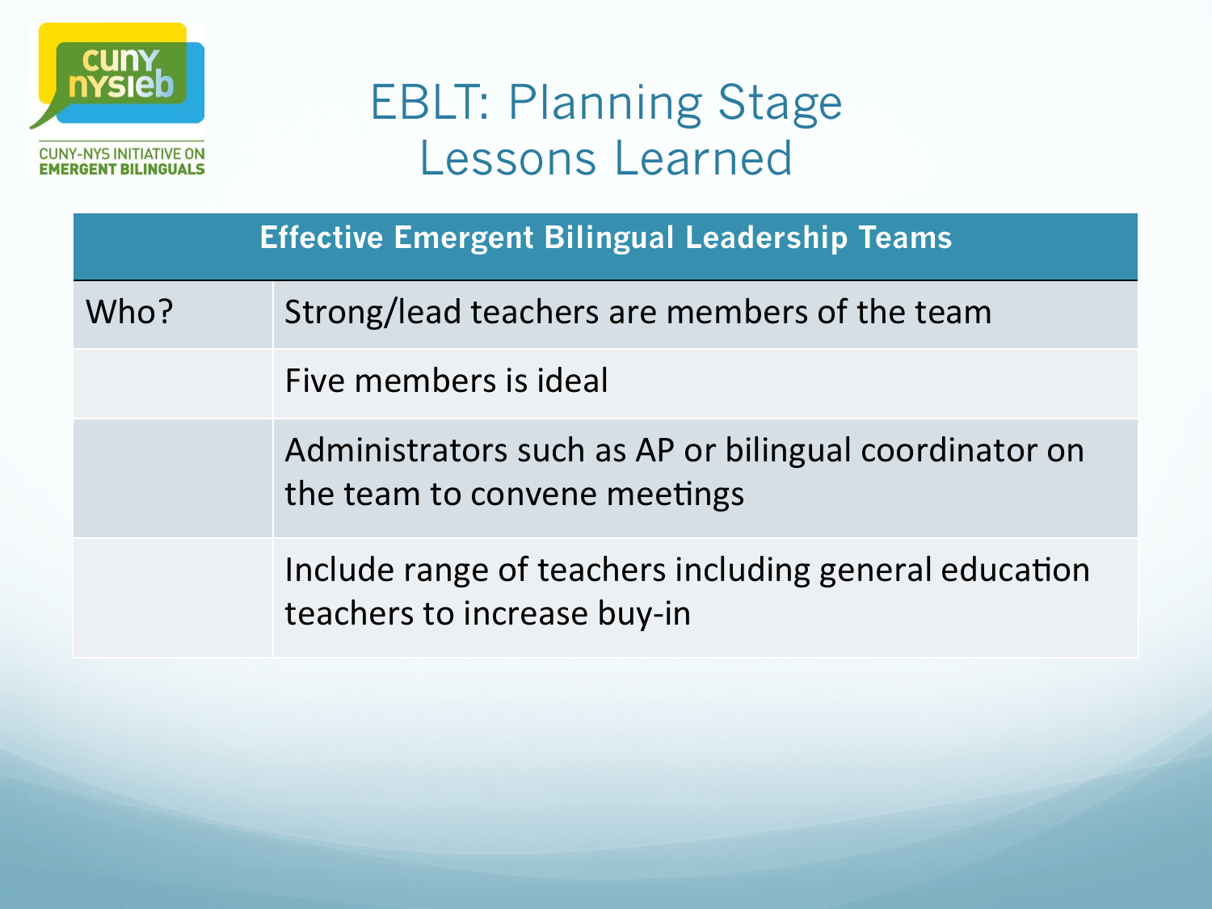CUNY-NYS INITIATIVE ON EMERGENT BILINGUALS

# EBLT: Planning Stage Lessons Learned

| Effective Emergent Bilingual Leadership Teams | |
|---|---|
| Who? | Strong/lead teachers are members of the team |
| | Five members is ideal |
| | Administrators such as AP or bilingual coordinator on the team to convene meetings |
| | Include range of teachers including general education teachers to increase buy-in |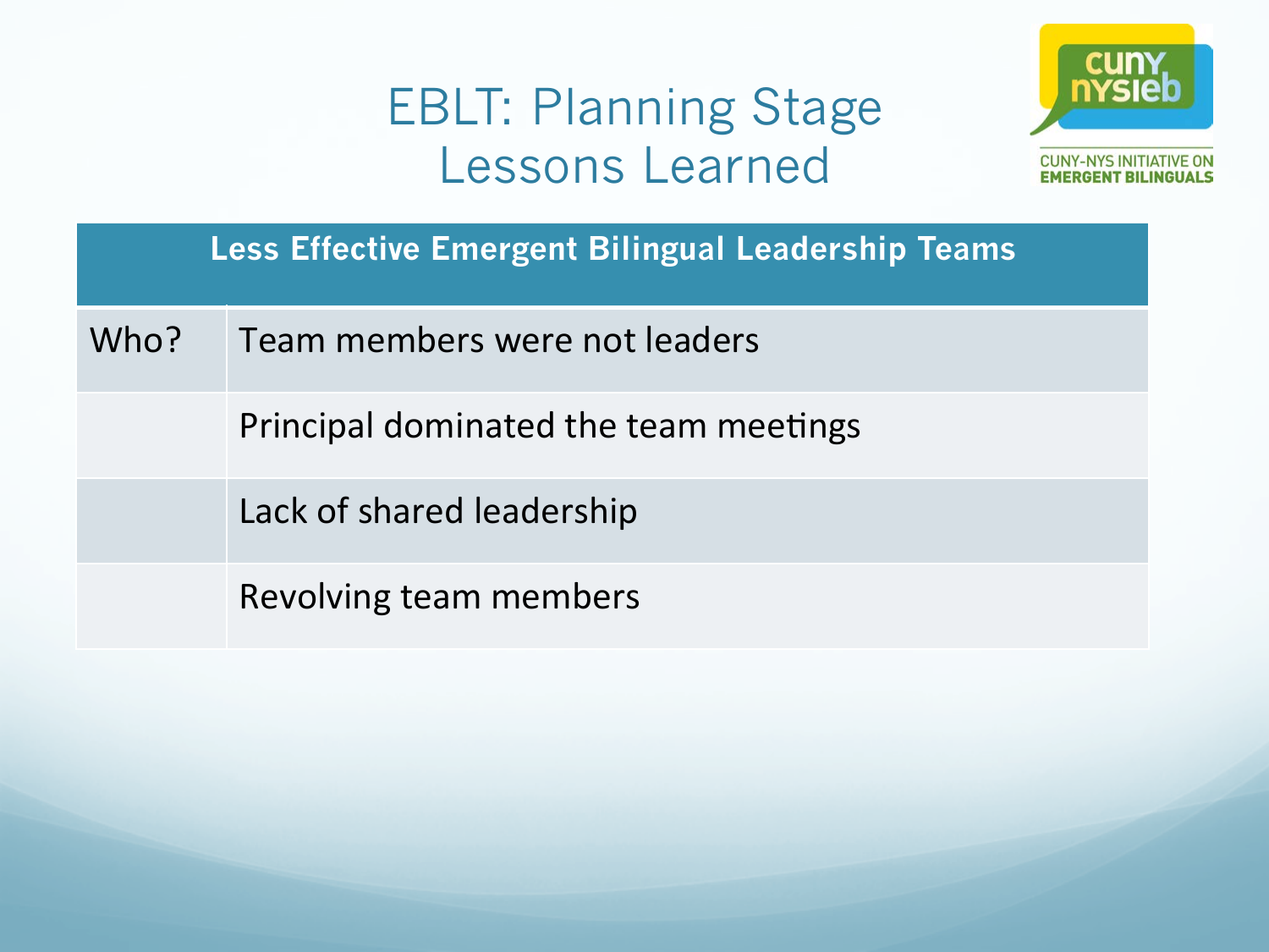# EBLT: Planning Stage Lessons Learned

CUNY NYSIEB
CUNY-NYS INITIATIVE ON EMERGENT BILINGUALS

| Less Effective Emergent Bilingual Leadership Teams | |
|---|---|
| Who? | Team members were not leaders |
| | Principal dominated the team meetings |
| | Lack of shared leadership |
| | Revolving team members |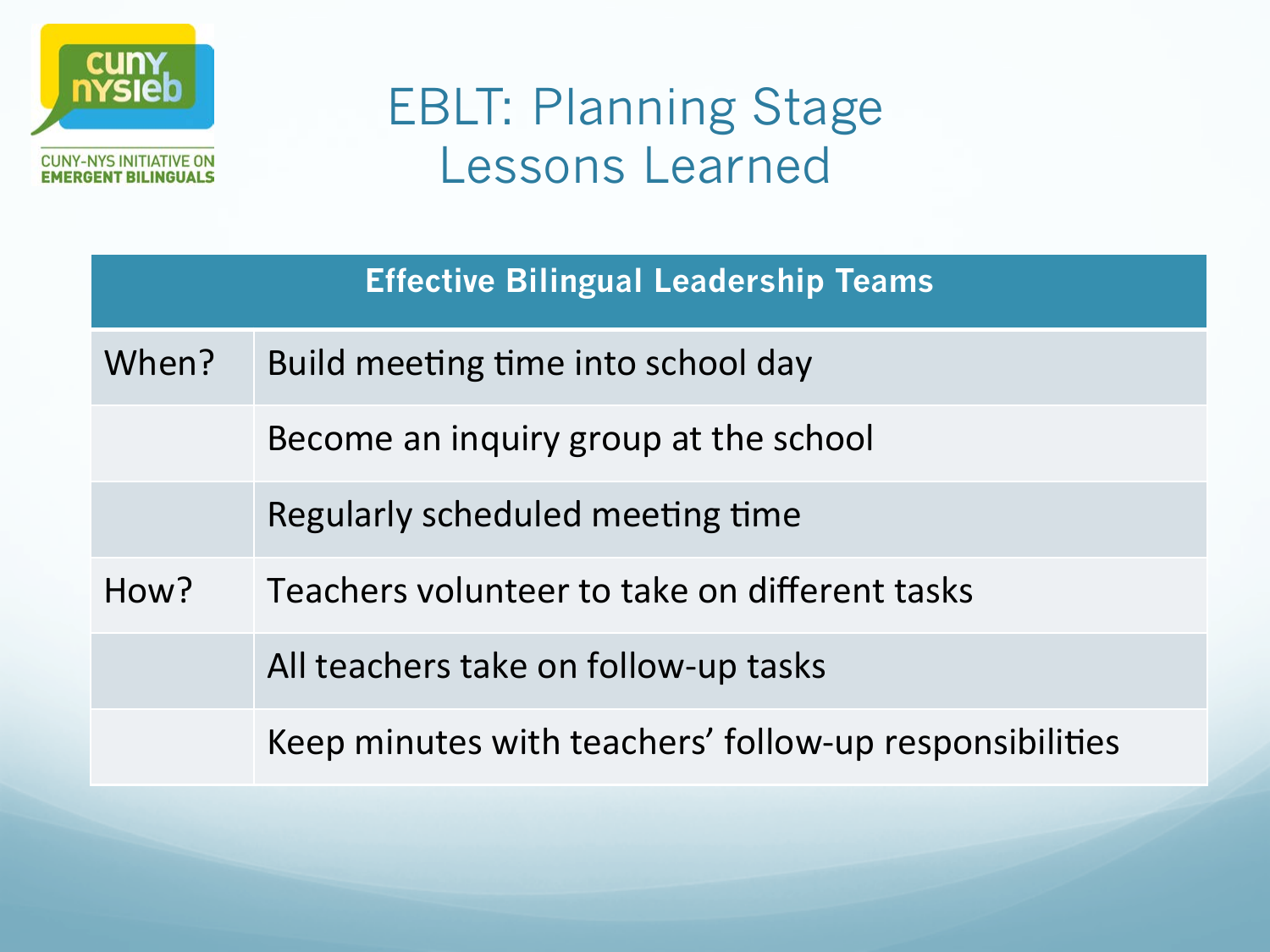CUNY-NYS INITIATIVE ON EMERGENT BILINGUALS

# EBLT: Planning Stage Lessons Learned

| Effective Bilingual Leadership Teams | |
|---|---|
| When? | Build meeting time into school day |
| | Become an inquiry group at the school |
| | Regularly scheduled meeting time |
| How? | Teachers volunteer to take on different tasks |
| | All teachers take on follow-up tasks |
| | Keep minutes with teachers' follow-up responsibilities |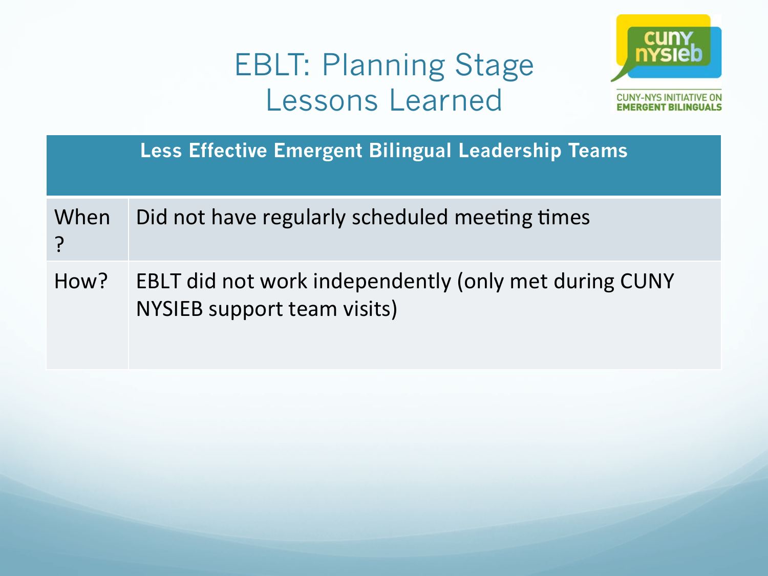# EBLT: Planning Stage Lessons Learned

CUNY-NYS INITIATIVE ON EMERGENT BILINGUALS

| Less Effective Emergent Bilingual Leadership Teams | |
|---|---|
| When? | Did not have regularly scheduled meeting times |
| How? | EBLT did not work independently (only met during CUNY NYSIEB support team visits) |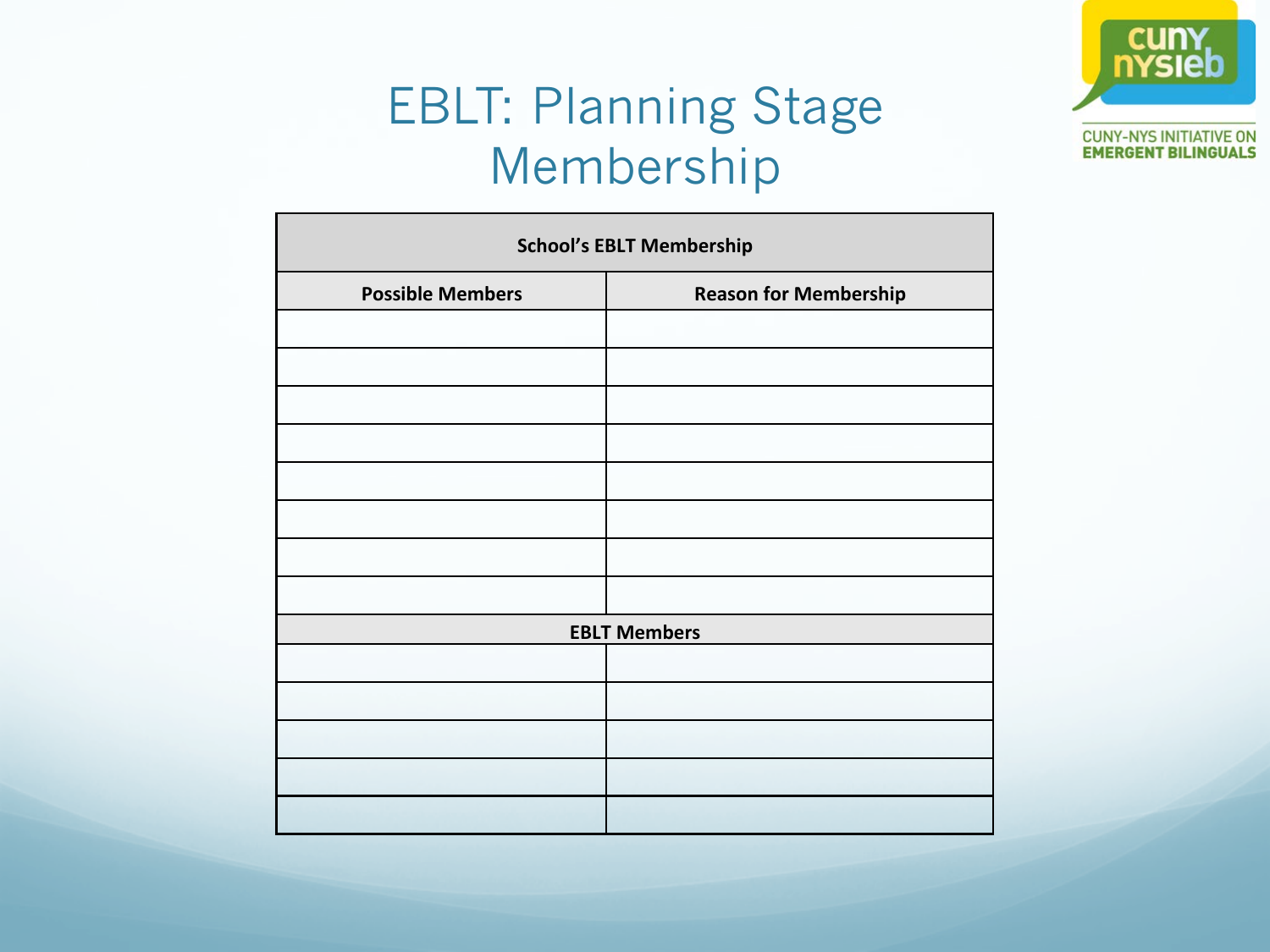# EBLT: Planning Stage Membership

CUNY-NYS INITIATIVE ON EMERGENT BILINGUALS

| School's EBLT Membership | |
|---|---|
| **Possible Members** | **Reason for Membership** |
| | |
| | |
| | |
| | |
| | |
| | |
| | |
| | |
| **EBLT Members** | |
| | |
| | |
| | |
| | |
| | |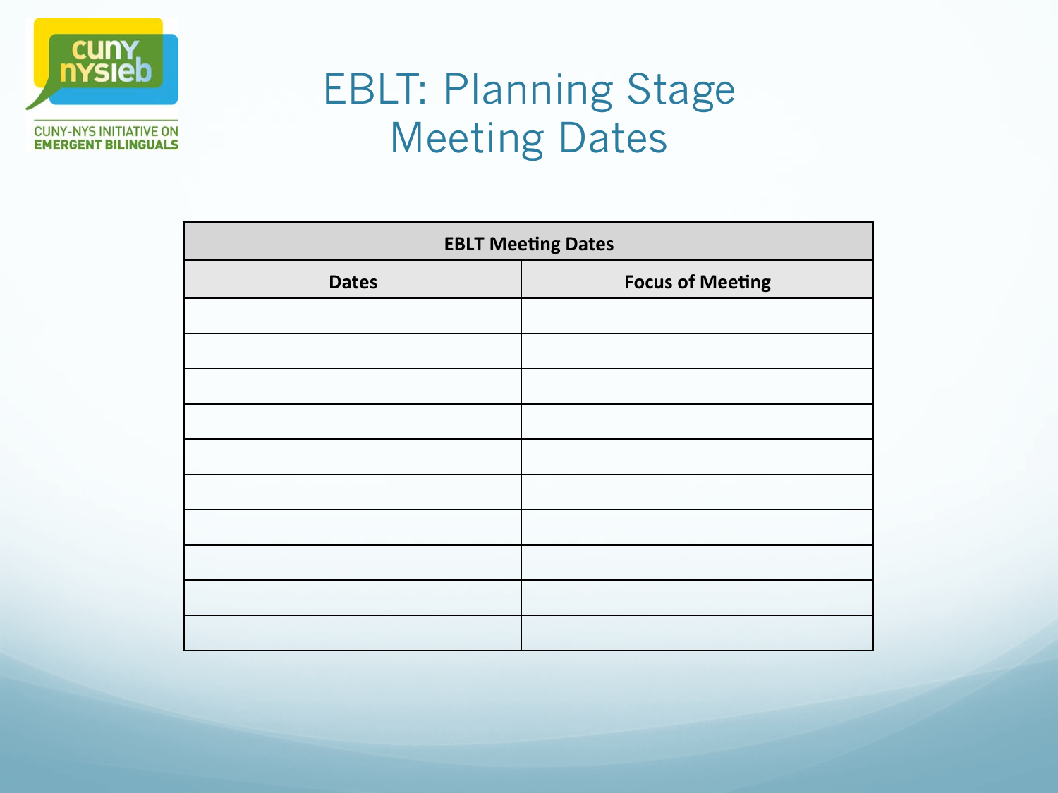CUNY NYSIEB

CUNY-NYS INITIATIVE ON EMERGENT BILINGUALS

# EBLT: Planning Stage Meeting Dates

| **EBLT Meeting Dates** | |
|---|---|
| **Dates** | **Focus of Meeting** |
| | |
| | |
| | |
| | |
| | |
| | |
| | |
| | |
| | |
| | |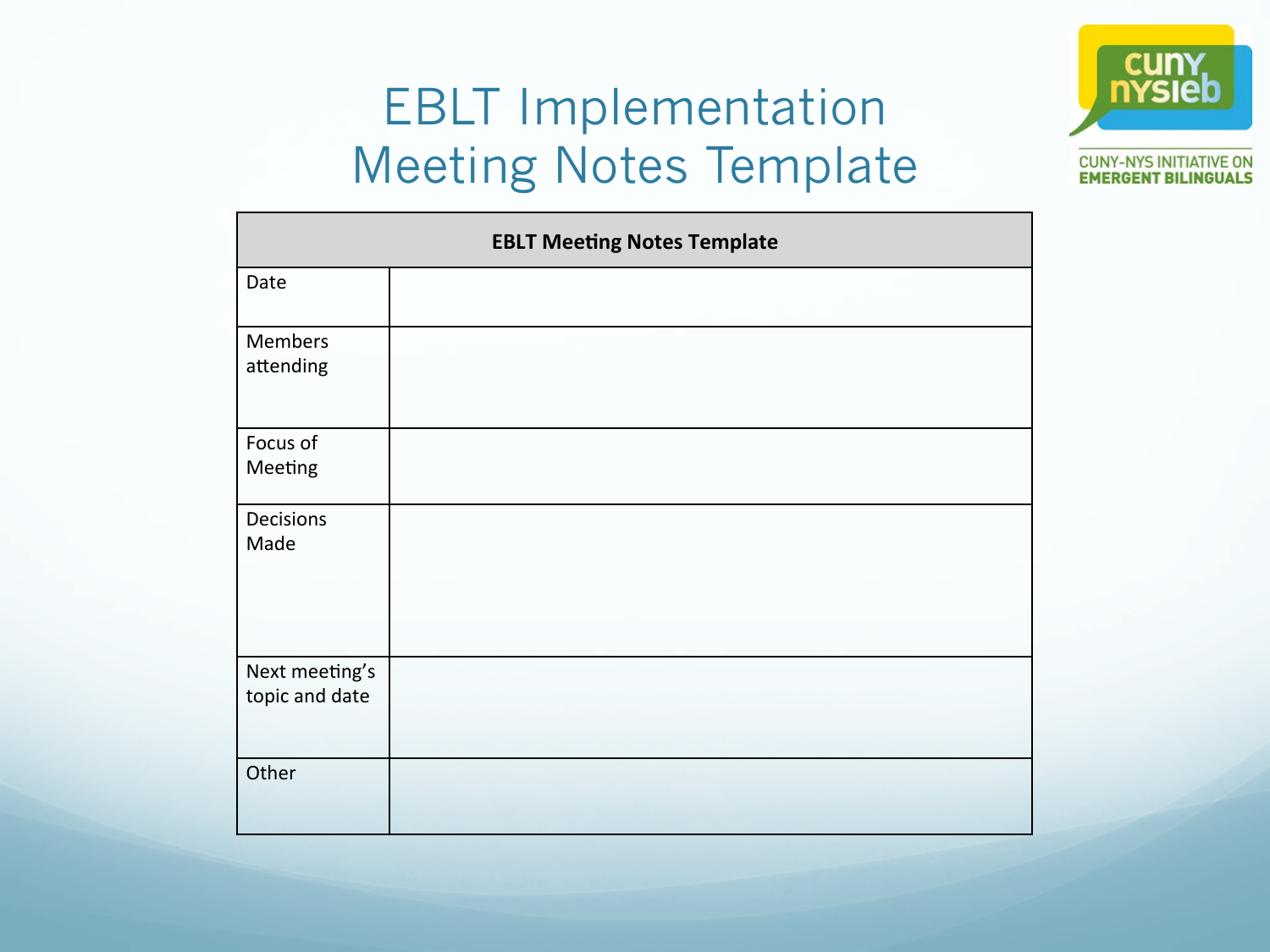# EBLT Implementation Meeting Notes Template

CUNY NYSIEB
CUNY-NYS INITIATIVE ON EMERGENT BILINGUALS

| **EBLT Meeting Notes Template** | |
|---|---|
| Date | |
| Members attending | |
| Focus of Meeting | |
| Decisions Made | |
| Next meeting's topic and date | |
| Other | |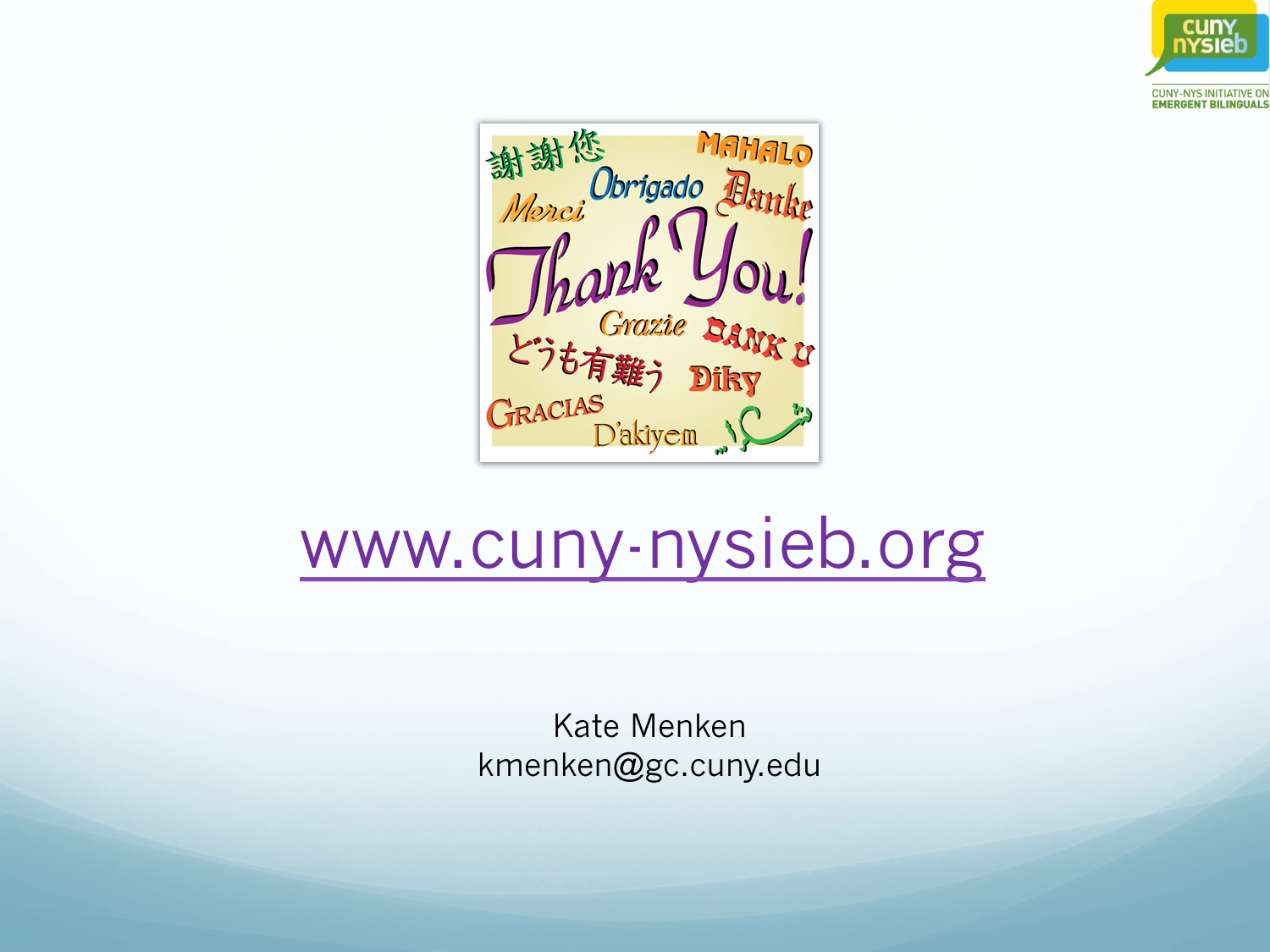www.cuny-nysieb.org

Kate Menken
kmenken@gc.cuny.edu